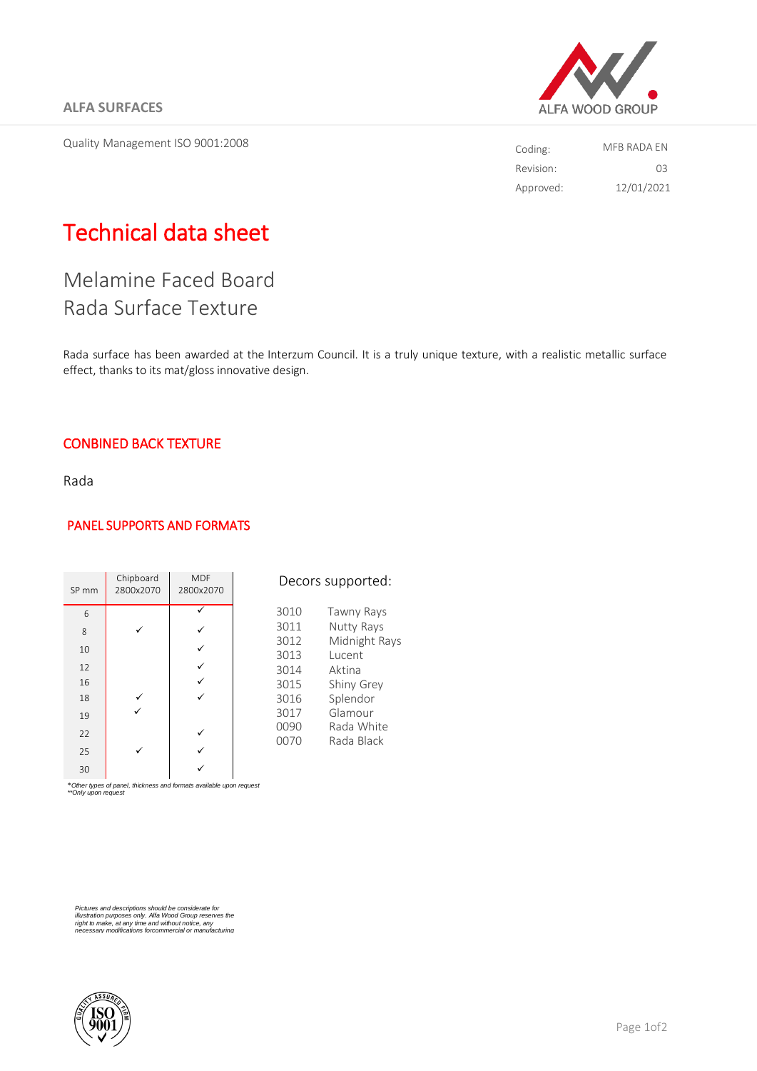ALFA SURFACES

ALFA WOOD GROUP

Quality Management ISO 9001:2008

| | |
|---|---|
| Coding: | MFB RADA EN |
| Revision: | 03 |
| Approved: | 12/01/2021 |

# Technical data sheet

## Melamine Faced Board
## Rada Surface Texture

Rada surface has been awarded at the Interzum Council. It is a truly unique texture, with a realistic metallic surface effect, thanks to its mat/gloss innovative design.

### CONBINED BACK TEXTURE

Rada

### PANEL SUPPORTS AND FORMATS

| SP mm | Chipboard 2800x2070 | MDF 2800x2070 |
|---|---|---|
| 6 | | ✓ |
| 8 | ✓ | ✓ |
| 10 | | ✓ |
| 12 | | ✓ |
| 16 | | ✓ |
| 18 | ✓ | ✓ |
| 19 | ✓ | |
| 22 | | ✓ |
| 25 | ✓ | ✓ |
| 30 | | ✓ |

*Other types of panel, thickness and formats available upon request
**Only upon request

Decors supported:

| | |
|---|---|
| 3010 | Tawny Rays |
| 3011 | Nutty Rays |
| 3012 | Midnight Rays |
| 3013 | Lucent |
| 3014 | Aktina |
| 3015 | Shiny Grey |
| 3016 | Splendor |
| 3017 | Glamour |
| 0090 | Rada White |
| 0070 | Rada Black |

*Pictures and descriptions should be considerate for illustration purposes only. Alfa Wood Group reserves the right to make, at any time and without notice, any necessary modifications forcommercial or manufacturing*

QUALITY ASSURED FIRM ISO 9001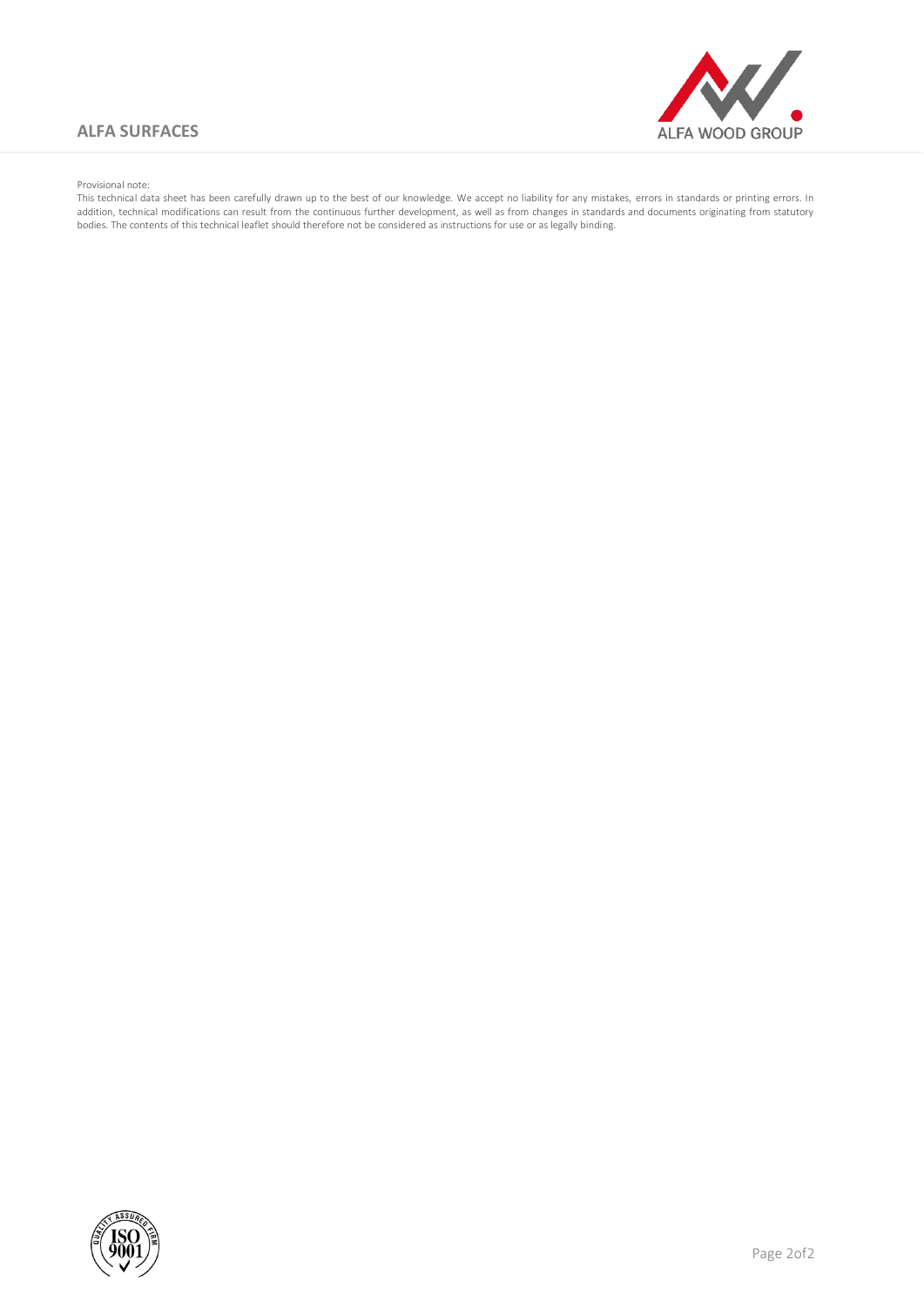Provisional note:

This technical data sheet has been carefully drawn up to the best of our knowledge. We accept no liability for any mistakes, errors in standards or printing errors. In addition, technical modifications can result from the continuous further development, as well as from changes in standards and documents originating from statutory bodies. The contents of this technical leaflet should therefore not be considered as instructions for use or as legally binding.